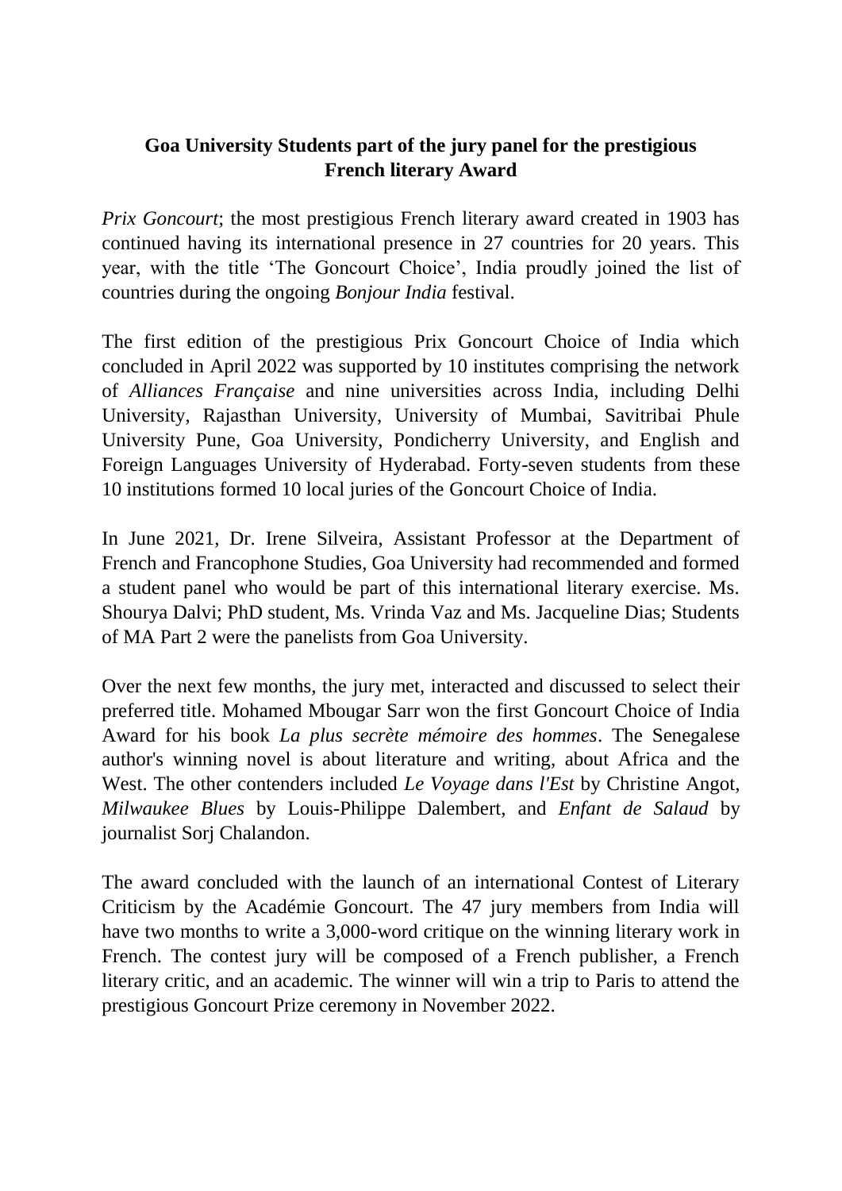**Goa University Students part of the jury panel for the prestigious French literary Award**

*Prix Goncourt*; the most prestigious French literary award created in 1903 has continued having its international presence in 27 countries for 20 years. This year, with the title 'The Goncourt Choice', India proudly joined the list of countries during the ongoing *Bonjour India* festival.

The first edition of the prestigious Prix Goncourt Choice of India which concluded in April 2022 was supported by 10 institutes comprising the network of *Alliances Française* and nine universities across India, including Delhi University, Rajasthan University, University of Mumbai, Savitribai Phule University Pune, Goa University, Pondicherry University, and English and Foreign Languages University of Hyderabad. Forty-seven students from these 10 institutions formed 10 local juries of the Goncourt Choice of India.

In June 2021, Dr. Irene Silveira, Assistant Professor at the Department of French and Francophone Studies, Goa University had recommended and formed a student panel who would be part of this international literary exercise. Ms. Shourya Dalvi; PhD student, Ms. Vrinda Vaz and Ms. Jacqueline Dias; Students of MA Part 2 were the panelists from Goa University.

Over the next few months, the jury met, interacted and discussed to select their preferred title. Mohamed Mbougar Sarr won the first Goncourt Choice of India Award for his book *La plus secrète mémoire des hommes*. The Senegalese author's winning novel is about literature and writing, about Africa and the West. The other contenders included *Le Voyage dans l'Est* by Christine Angot, *Milwaukee Blues* by Louis-Philippe Dalembert, and *Enfant de Salaud* by journalist Sorj Chalandon.

The award concluded with the launch of an international Contest of Literary Criticism by the Académie Goncourt. The 47 jury members from India will have two months to write a 3,000-word critique on the winning literary work in French. The contest jury will be composed of a French publisher, a French literary critic, and an academic. The winner will win a trip to Paris to attend the prestigious Goncourt Prize ceremony in November 2022.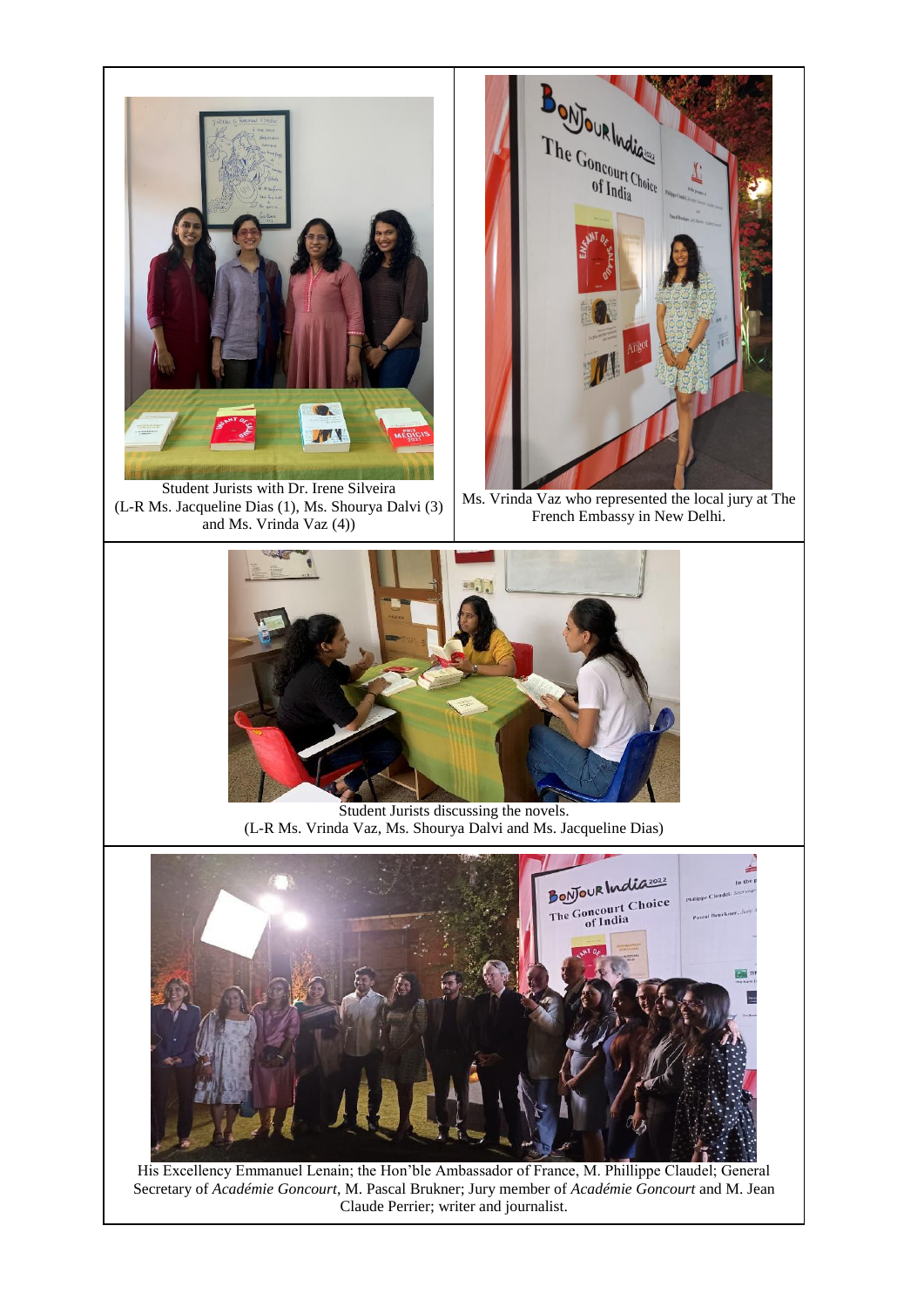Student Jurists with Dr. Irene Silveira
(L-R Ms. Jacqueline Dias (1), Ms. Shourya Dalvi (3) and Ms. Vrinda Vaz (4))

Ms. Vrinda Vaz who represented the local jury at The French Embassy in New Delhi.

Student Jurists discussing the novels.
(L-R Ms. Vrinda Vaz, Ms. Shourya Dalvi and Ms. Jacqueline Dias)

His Excellency Emmanuel Lenain; the Hon'ble Ambassador of France, M. Phillippe Claudel; General Secretary of *Académie Goncourt*, M. Pascal Brukner; Jury member of *Académie Goncourt* and M. Jean Claude Perrier; writer and journalist.